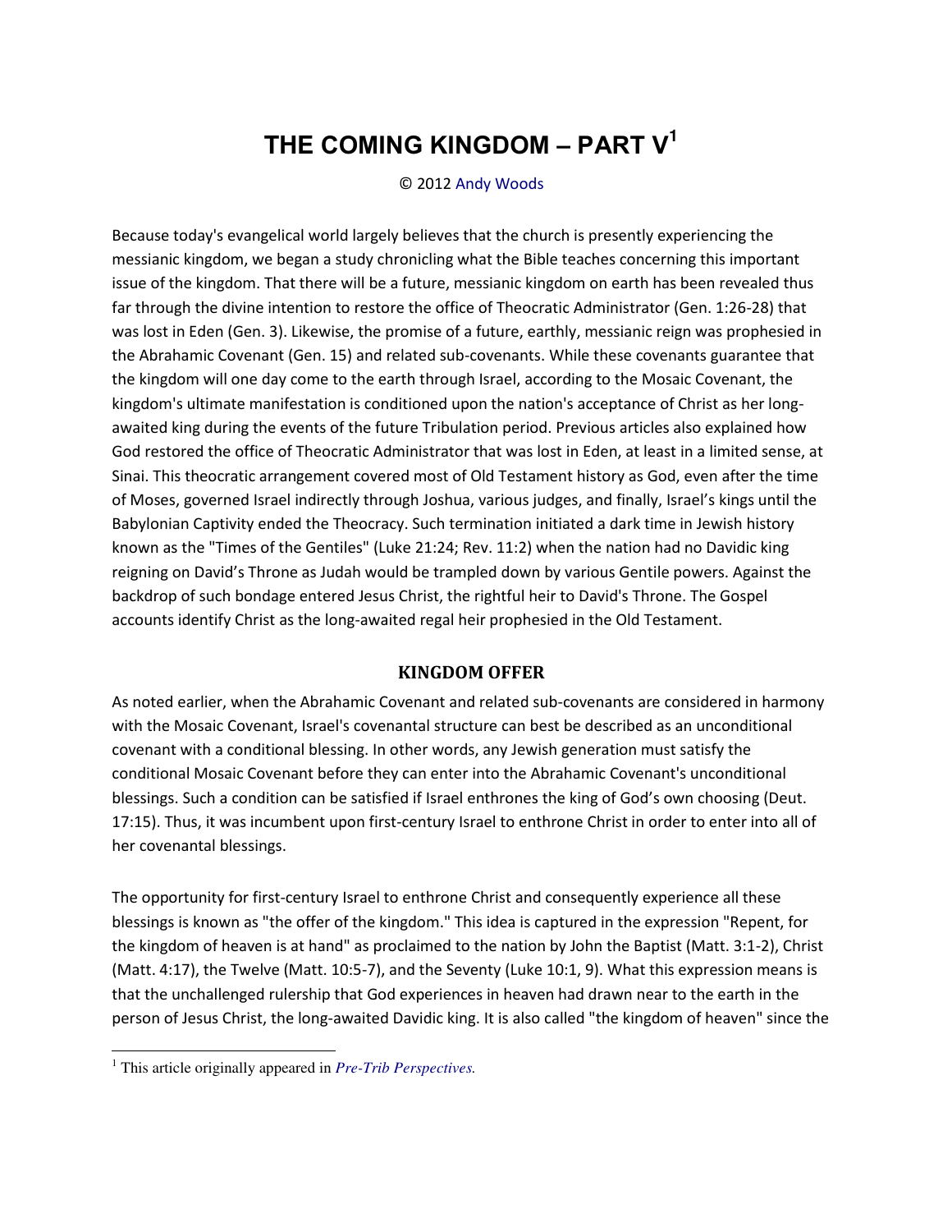# THE COMING KINGDOM – PART V[1]

© 2012 Andy Woods

Because today's evangelical world largely believes that the church is presently experiencing the messianic kingdom, we began a study chronicling what the Bible teaches concerning this important issue of the kingdom. That there will be a future, messianic kingdom on earth has been revealed thus far through the divine intention to restore the office of Theocratic Administrator (Gen. 1:26-28) that was lost in Eden (Gen. 3). Likewise, the promise of a future, earthly, messianic reign was prophesied in the Abrahamic Covenant (Gen. 15) and related sub-covenants. While these covenants guarantee that the kingdom will one day come to the earth through Israel, according to the Mosaic Covenant, the kingdom's ultimate manifestation is conditioned upon the nation's acceptance of Christ as her long-awaited king during the events of the future Tribulation period. Previous articles also explained how God restored the office of Theocratic Administrator that was lost in Eden, at least in a limited sense, at Sinai. This theocratic arrangement covered most of Old Testament history as God, even after the time of Moses, governed Israel indirectly through Joshua, various judges, and finally, Israel's kings until the Babylonian Captivity ended the Theocracy. Such termination initiated a dark time in Jewish history known as the "Times of the Gentiles" (Luke 21:24; Rev. 11:2) when the nation had no Davidic king reigning on David's Throne as Judah would be trampled down by various Gentile powers. Against the backdrop of such bondage entered Jesus Christ, the rightful heir to David's Throne. The Gospel accounts identify Christ as the long-awaited regal heir prophesied in the Old Testament.

## KINGDOM OFFER

As noted earlier, when the Abrahamic Covenant and related sub-covenants are considered in harmony with the Mosaic Covenant, Israel's covenantal structure can best be described as an unconditional covenant with a conditional blessing. In other words, any Jewish generation must satisfy the conditional Mosaic Covenant before they can enter into the Abrahamic Covenant's unconditional blessings. Such a condition can be satisfied if Israel enthrones the king of God's own choosing (Deut. 17:15). Thus, it was incumbent upon first-century Israel to enthrone Christ in order to enter into all of her covenantal blessings.

The opportunity for first-century Israel to enthrone Christ and consequently experience all these blessings is known as "the offer of the kingdom." This idea is captured in the expression "Repent, for the kingdom of heaven is at hand" as proclaimed to the nation by John the Baptist (Matt. 3:1-2), Christ (Matt. 4:17), the Twelve (Matt. 10:5-7), and the Seventy (Luke 10:1, 9). What this expression means is that the unchallenged rulership that God experiences in heaven had drawn near to the earth in the person of Jesus Christ, the long-awaited Davidic king. It is also called "the kingdom of heaven" since the

[1] This article originally appeared in *Pre-Trib Perspectives.*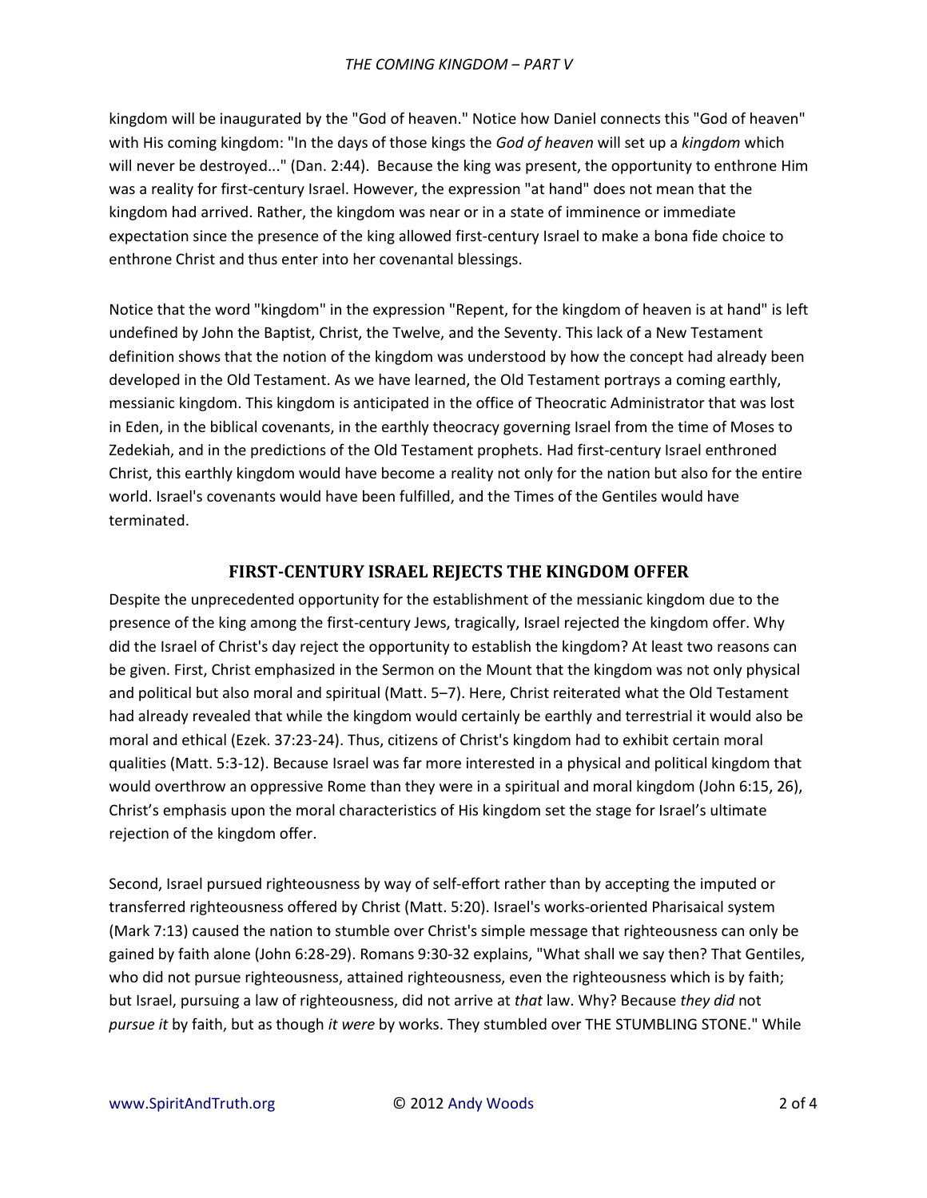kingdom will be inaugurated by the "God of heaven." Notice how Daniel connects this "God of heaven" with His coming kingdom: "In the days of those kings the *God of heaven* will set up a *kingdom* which will never be destroyed..." (Dan. 2:44). Because the king was present, the opportunity to enthrone Him was a reality for first-century Israel. However, the expression "at hand" does not mean that the kingdom had arrived. Rather, the kingdom was near or in a state of imminence or immediate expectation since the presence of the king allowed first-century Israel to make a bona fide choice to enthrone Christ and thus enter into her covenantal blessings.

Notice that the word "kingdom" in the expression "Repent, for the kingdom of heaven is at hand" is left undefined by John the Baptist, Christ, the Twelve, and the Seventy. This lack of a New Testament definition shows that the notion of the kingdom was understood by how the concept had already been developed in the Old Testament. As we have learned, the Old Testament portrays a coming earthly, messianic kingdom. This kingdom is anticipated in the office of Theocratic Administrator that was lost in Eden, in the biblical covenants, in the earthly theocracy governing Israel from the time of Moses to Zedekiah, and in the predictions of the Old Testament prophets. Had first-century Israel enthroned Christ, this earthly kingdom would have become a reality not only for the nation but also for the entire world. Israel's covenants would have been fulfilled, and the Times of the Gentiles would have terminated.

## FIRST-CENTURY ISRAEL REJECTS THE KINGDOM OFFER

Despite the unprecedented opportunity for the establishment of the messianic kingdom due to the presence of the king among the first-century Jews, tragically, Israel rejected the kingdom offer. Why did the Israel of Christ's day reject the opportunity to establish the kingdom? At least two reasons can be given. First, Christ emphasized in the Sermon on the Mount that the kingdom was not only physical and political but also moral and spiritual (Matt. 5–7). Here, Christ reiterated what the Old Testament had already revealed that while the kingdom would certainly be earthly and terrestrial it would also be moral and ethical (Ezek. 37:23-24). Thus, citizens of Christ's kingdom had to exhibit certain moral qualities (Matt. 5:3-12). Because Israel was far more interested in a physical and political kingdom that would overthrow an oppressive Rome than they were in a spiritual and moral kingdom (John 6:15, 26), Christ's emphasis upon the moral characteristics of His kingdom set the stage for Israel's ultimate rejection of the kingdom offer.

Second, Israel pursued righteousness by way of self-effort rather than by accepting the imputed or transferred righteousness offered by Christ (Matt. 5:20). Israel's works-oriented Pharisaical system (Mark 7:13) caused the nation to stumble over Christ's simple message that righteousness can only be gained by faith alone (John 6:28-29). Romans 9:30-32 explains, "What shall we say then? That Gentiles, who did not pursue righteousness, attained righteousness, even the righteousness which is by faith; but Israel, pursuing a law of righteousness, did not arrive at *that* law. Why? Because *they did* not *pursue it* by faith, but as though *it were* by works. They stumbled over THE STUMBLING STONE." While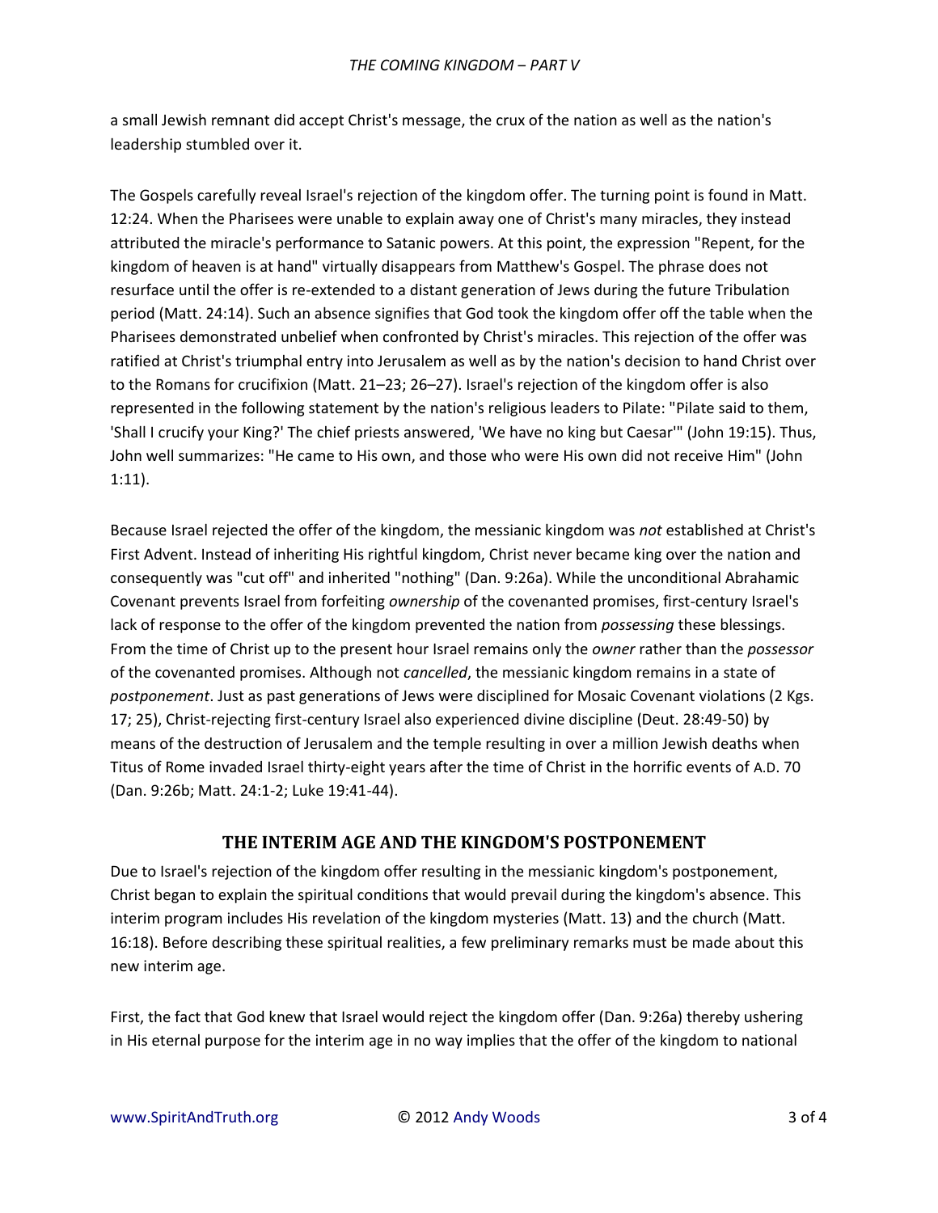a small Jewish remnant did accept Christ's message, the crux of the nation as well as the nation's leadership stumbled over it.

The Gospels carefully reveal Israel's rejection of the kingdom offer. The turning point is found in Matt. 12:24. When the Pharisees were unable to explain away one of Christ's many miracles, they instead attributed the miracle's performance to Satanic powers. At this point, the expression "Repent, for the kingdom of heaven is at hand" virtually disappears from Matthew's Gospel. The phrase does not resurface until the offer is re-extended to a distant generation of Jews during the future Tribulation period (Matt. 24:14). Such an absence signifies that God took the kingdom offer off the table when the Pharisees demonstrated unbelief when confronted by Christ's miracles. This rejection of the offer was ratified at Christ's triumphal entry into Jerusalem as well as by the nation's decision to hand Christ over to the Romans for crucifixion (Matt. 21–23; 26–27). Israel's rejection of the kingdom offer is also represented in the following statement by the nation's religious leaders to Pilate: "Pilate said to them, 'Shall I crucify your King?' The chief priests answered, 'We have no king but Caesar'" (John 19:15). Thus, John well summarizes: "He came to His own, and those who were His own did not receive Him" (John 1:11).

Because Israel rejected the offer of the kingdom, the messianic kingdom was *not* established at Christ's First Advent. Instead of inheriting His rightful kingdom, Christ never became king over the nation and consequently was "cut off" and inherited "nothing" (Dan. 9:26a). While the unconditional Abrahamic Covenant prevents Israel from forfeiting *ownership* of the covenanted promises, first-century Israel's lack of response to the offer of the kingdom prevented the nation from *possessing* these blessings. From the time of Christ up to the present hour Israel remains only the *owner* rather than the *possessor* of the covenanted promises. Although not *cancelled*, the messianic kingdom remains in a state of *postponement*. Just as past generations of Jews were disciplined for Mosaic Covenant violations (2 Kgs. 17; 25), Christ-rejecting first-century Israel also experienced divine discipline (Deut. 28:49-50) by means of the destruction of Jerusalem and the temple resulting in over a million Jewish deaths when Titus of Rome invaded Israel thirty-eight years after the time of Christ in the horrific events of A.D. 70 (Dan. 9:26b; Matt. 24:1-2; Luke 19:41-44).

## THE INTERIM AGE AND THE KINGDOM'S POSTPONEMENT

Due to Israel's rejection of the kingdom offer resulting in the messianic kingdom's postponement, Christ began to explain the spiritual conditions that would prevail during the kingdom's absence. This interim program includes His revelation of the kingdom mysteries (Matt. 13) and the church (Matt. 16:18). Before describing these spiritual realities, a few preliminary remarks must be made about this new interim age.

First, the fact that God knew that Israel would reject the kingdom offer (Dan. 9:26a) thereby ushering in His eternal purpose for the interim age in no way implies that the offer of the kingdom to national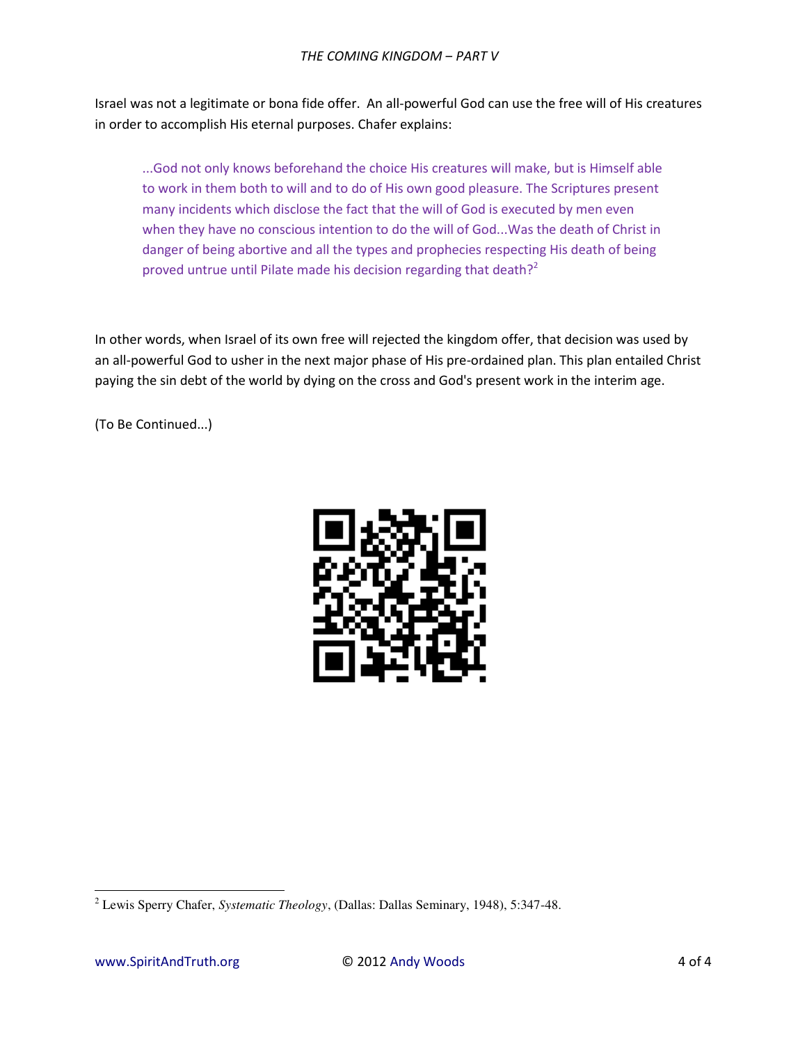Israel was not a legitimate or bona fide offer. An all-powerful God can use the free will of His creatures in order to accomplish His eternal purposes. Chafer explains:

> ...God not only knows beforehand the choice His creatures will make, but is Himself able to work in them both to will and to do of His own good pleasure. The Scriptures present many incidents which disclose the fact that the will of God is executed by men even when they have no conscious intention to do the will of God...Was the death of Christ in danger of being abortive and all the types and prophecies respecting His death of being proved untrue until Pilate made his decision regarding that death?[2]

In other words, when Israel of its own free will rejected the kingdom offer, that decision was used by an all-powerful God to usher in the next major phase of His pre-ordained plan. This plan entailed Christ paying the sin debt of the world by dying on the cross and God's present work in the interim age.

(To Be Continued...)

---

[2] Lewis Sperry Chafer, *Systematic Theology*, (Dallas: Dallas Seminary, 1948), 5:347-48.